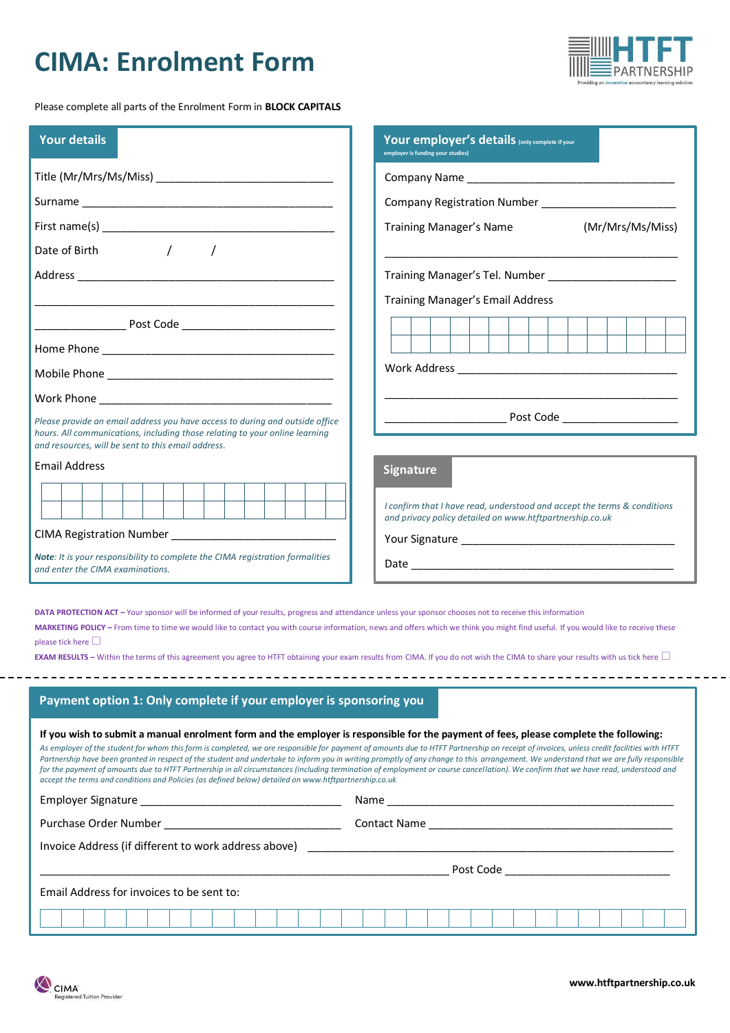# CIMA: Enrolment Form

HTFT PARTNERSHIP
Providing an *innovative* accountancy learning solution

Please complete all parts of the Enrolment Form in **BLOCK CAPITALS**

## Your details

Title (Mr/Mrs/Ms/Miss) ______________________________

Surname ______________________________

First name(s) ______________________________

Date of Birth &nbsp;&nbsp;&nbsp;&nbsp; / &nbsp;&nbsp;&nbsp;&nbsp; /

Address ______________________________

______________________________

______________ Post Code ______________

Home Phone ______________________________

Mobile Phone ______________________________

Work Phone ______________________________

*Please provide an email address you have access to during and outside office hours. All communications, including those relating to your online learning and resources, will be sent to this email address.*

Email Address

CIMA Registration Number ______________________________

***Note**: It is your responsibility to complete the CIMA registration formalities and enter the CIMA examinations.*

## Your employer's details (only complete if your employer is funding your studies)

Company Name ______________________________

Company Registration Number ______________________________

Training Manager's Name (Mr/Mrs/Ms/Miss)

______________________________

Training Manager's Tel. Number ______________________________

Training Manager's Email Address

Work Address ______________________________

______________________________

______________ Post Code ______________

## Signature

*I confirm that I have read, understood and accept the terms & conditions and privacy policy detailed on www.htftpartnership.co.uk*

Your Signature ______________________________

Date ______________________________

**DATA PROTECTION ACT** – Your sponsor will be informed of your results, progress and attendance unless your sponsor chooses not to receive this information

**MARKETING POLICY** – From time to time we would like to contact you with course information, news and offers which we think you might find useful. If you would like to receive these please tick here ☐

**EXAM RESULTS** – Within the terms of this agreement you agree to HTFT obtaining your exam results from CIMA. If you do not wish the CIMA to share your results with us tick here ☐

## Payment option 1: Only complete if your employer is sponsoring you

**If you wish to submit a manual enrolment form and the employer is responsible for the payment of fees, please complete the following:**

*As employer of the student for whom this form is completed, we are responsible for payment of amounts due to HTFT Partnership on receipt of invoices, unless credit facilities with HTFT Partnership have been granted in respect of the student and undertake to inform you in writing promptly of any change to this arrangement. We understand that we are fully responsible for the payment of amounts due to HTFT Partnership in all circumstances (including termination of employment or course cancellation). We confirm that we have read, understood and accept the terms and conditions and Policies (as defined below) detailed on www.htftpartnership.co.uk*

Employer Signature ______________________________ Name ______________________________

Purchase Order Number ______________________________ Contact Name ______________________________

Invoice Address (if different to work address above) ______________________________

______________________________ Post Code ______________________________

Email Address for invoices to be sent to:

CIMA Registered Tuition Provider

www.htftpartnership.co.uk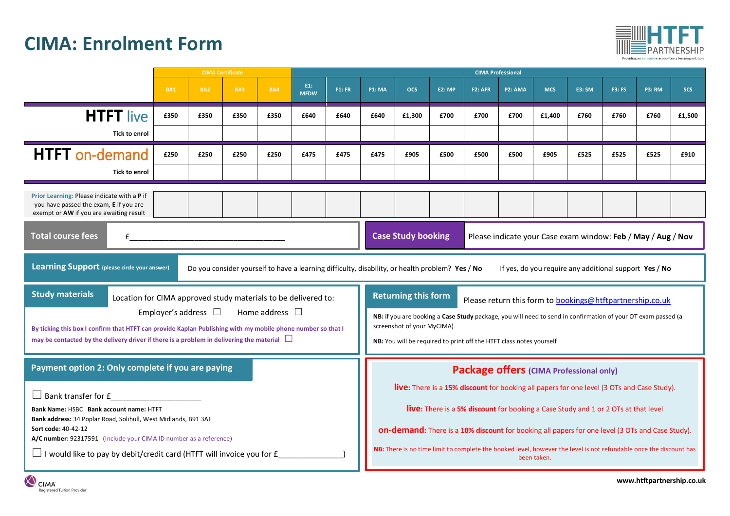# CIMA: Enrolment Form

| | CIMA Certificate | | | | CIMA Professional | | | | | | | | | | | |
|---|---|---|---|---|---|---|---|---|---|---|---|---|---|---|---|---|
| | BA1 | BA2 | BA3 | BA4 | E1: MFDW | F1: FR | P1: MA | OCS | E2: MP | F2: AFR | P2: AMA | MCS | E3: SM | F3: FS | P3: RM | SCS |
| **HTFT live** | £350 | £350 | £350 | £350 | £640 | £640 | £640 | £1,300 | £700 | £700 | £700 | £1,400 | £760 | £760 | £760 | £1,500 |
| Tick to enrol | | | | | | | | | | | | | | | | |
| **HTFT on-demand** | £250 | £250 | £250 | £250 | £475 | £475 | £475 | £905 | £500 | £500 | £500 | £905 | £525 | £525 | £525 | £910 |
| Tick to enrol | | | | | | | | | | | | | | | | |
| **Prior Learning:** Please indicate with a **P** if you have passed the exam, **E** if you are exempt or **AW** if you are awaiting result | | | | | | | | | | | | | | | | |

**Total course fees** £____________________________________

**Case Study booking** Please indicate your Case exam window: **Feb** / **May** / **Aug** / **Nov**

**Learning Support** (please circle your answer) Do you consider yourself to have a learning difficulty, disability, or health problem? **Yes** / **No** If yes, do you require any additional support **Yes** / **No**

## Study materials

Location for CIMA approved study materials to be delivered to:

Employer's address ☐ Home address ☐

**By ticking this box I confirm that HTFT can provide Kaplan Publishing with my mobile phone number so that I may be contacted by the delivery driver if there is a problem in delivering the material** ☐

## Returning this form

Please return this form to bookings@htftpartnership.co.uk

**NB:** if you are booking a **Case Study** package, you will need to send in confirmation of your OT exam passed (a screenshot of your MyCIMA)

**NB:** You will be required to print off the HTFT class notes yourself

## Payment option 2: Only complete if you are paying

☐ Bank transfer for £____________________

**Bank Name:** HSBC **Bank account name:** HTFT
**Bank address:** 34 Poplar Road, Solihull, West Midlands, B91 3AF
**Sort code:** 40-42-12
**A/C number:** 92317591 (Include your CIMA ID number as a reference)

☐ I would like to pay by debit/credit card (HTFT will invoice you for £______________)

## Package offers (CIMA Professional only)

**live:** There is a **15% discount** for booking all papers for one level (3 OTs and Case Study).

**live:** There is a **5% discount** for booking a Case Study and 1 or 2 OTs at that level

**on-demand:** There is a **10% discount** for booking all papers for one level (3 OTs and Case Study).

**NB:** There is no time limit to complete the booked level, however the level is not refundable once the discount has been taken.

CIMA Registered Tuition Provider

www.htftpartnership.co.uk